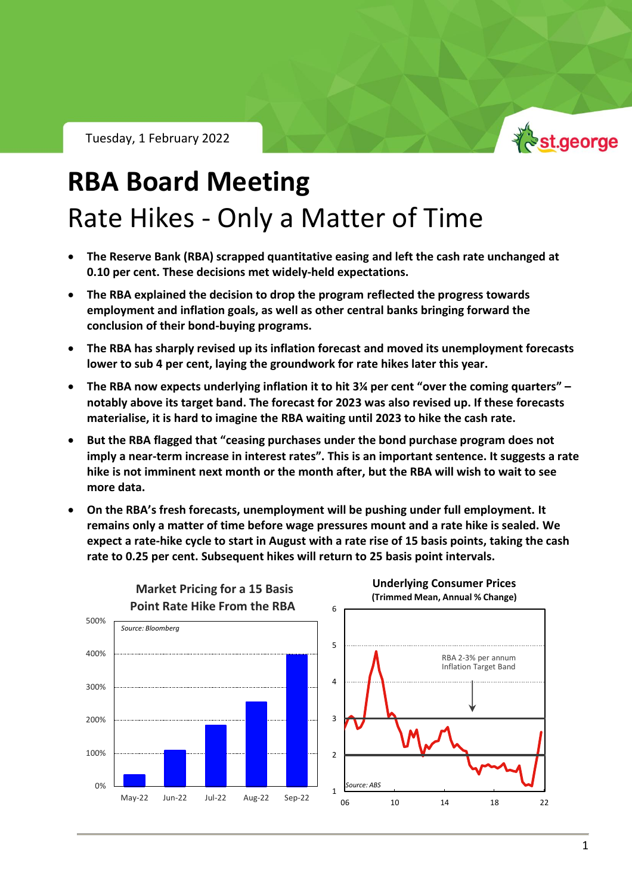Tuesday, 1 February 2022

# RBA Board Meeting

## Rate Hikes - Only a Matter of Time

- **The Reserve Bank (RBA) scrapped quantitative easing and left the cash rate unchanged at 0.10 per cent. These decisions met widely-held expectations.**
- **The RBA explained the decision to drop the program reflected the progress towards employment and inflation goals, as well as other central banks bringing forward the conclusion of their bond-buying programs.**
- **The RBA has sharply revised up its inflation forecast and moved its unemployment forecasts lower to sub 4 per cent, laying the groundwork for rate hikes later this year.**
- **The RBA now expects underlying inflation it to hit 3¼ per cent "over the coming quarters" – notably above its target band. The forecast for 2023 was also revised up. If these forecasts materialise, it is hard to imagine the RBA waiting until 2023 to hike the cash rate.**
- **But the RBA flagged that "ceasing purchases under the bond purchase program does not imply a near-term increase in interest rates". This is an important sentence. It suggests a rate hike is not imminent next month or the month after, but the RBA will wish to wait to see more data.**
- **On the RBA's fresh forecasts, unemployment will be pushing under full employment. It remains only a matter of time before wage pressures mount and a rate hike is sealed. We expect a rate-hike cycle to start in August with a rate rise of 15 basis points, taking the cash rate to 0.25 per cent. Subsequent hikes will return to 25 basis point intervals.**

**Market Pricing for a 15 Basis Point Rate Hike From the RBA**

*Source: Bloomberg*

| Month | Pricing (approx.) |
|---|---|
| May-22 | ~35% |
| Jun-22 | ~110% |
| Jul-22 | ~185% |
| Aug-22 | ~255% |
| Sep-22 | ~400% |

**Underlying Consumer Prices**
**(Trimmed Mean, Annual % Change)**

RBA 2-3% per annum Inflation Target Band

*Source: ABS*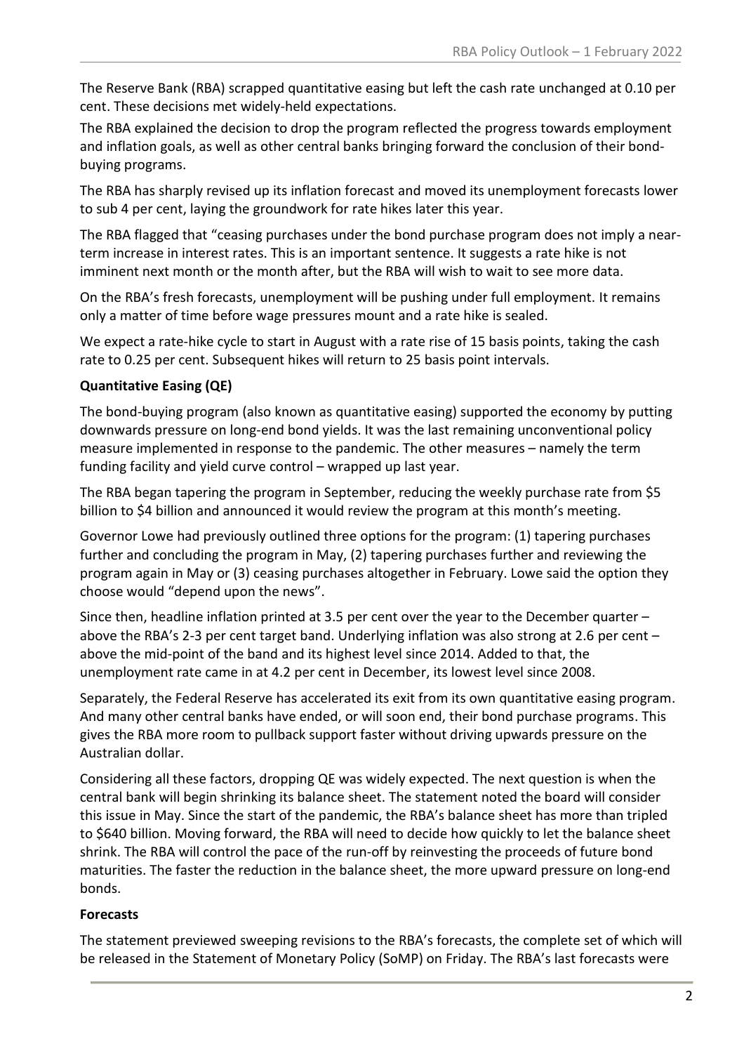The Reserve Bank (RBA) scrapped quantitative easing but left the cash rate unchanged at 0.10 per cent. These decisions met widely-held expectations.

The RBA explained the decision to drop the program reflected the progress towards employment and inflation goals, as well as other central banks bringing forward the conclusion of their bond-buying programs.

The RBA has sharply revised up its inflation forecast and moved its unemployment forecasts lower to sub 4 per cent, laying the groundwork for rate hikes later this year.

The RBA flagged that "ceasing purchases under the bond purchase program does not imply a near-term increase in interest rates. This is an important sentence. It suggests a rate hike is not imminent next month or the month after, but the RBA will wish to wait to see more data.

On the RBA's fresh forecasts, unemployment will be pushing under full employment. It remains only a matter of time before wage pressures mount and a rate hike is sealed.

We expect a rate-hike cycle to start in August with a rate rise of 15 basis points, taking the cash rate to 0.25 per cent. Subsequent hikes will return to 25 basis point intervals.

**Quantitative Easing (QE)**

The bond-buying program (also known as quantitative easing) supported the economy by putting downwards pressure on long-end bond yields. It was the last remaining unconventional policy measure implemented in response to the pandemic. The other measures – namely the term funding facility and yield curve control – wrapped up last year.

The RBA began tapering the program in September, reducing the weekly purchase rate from $5 billion to $4 billion and announced it would review the program at this month's meeting.

Governor Lowe had previously outlined three options for the program: (1) tapering purchases further and concluding the program in May, (2) tapering purchases further and reviewing the program again in May or (3) ceasing purchases altogether in February. Lowe said the option they choose would "depend upon the news".

Since then, headline inflation printed at 3.5 per cent over the year to the December quarter – above the RBA's 2-3 per cent target band. Underlying inflation was also strong at 2.6 per cent – above the mid-point of the band and its highest level since 2014. Added to that, the unemployment rate came in at 4.2 per cent in December, its lowest level since 2008.

Separately, the Federal Reserve has accelerated its exit from its own quantitative easing program. And many other central banks have ended, or will soon end, their bond purchase programs. This gives the RBA more room to pullback support faster without driving upwards pressure on the Australian dollar.

Considering all these factors, dropping QE was widely expected. The next question is when the central bank will begin shrinking its balance sheet. The statement noted the board will consider this issue in May. Since the start of the pandemic, the RBA's balance sheet has more than tripled to $640 billion. Moving forward, the RBA will need to decide how quickly to let the balance sheet shrink. The RBA will control the pace of the run-off by reinvesting the proceeds of future bond maturities. The faster the reduction in the balance sheet, the more upward pressure on long-end bonds.

**Forecasts**

The statement previewed sweeping revisions to the RBA's forecasts, the complete set of which will be released in the Statement of Monetary Policy (SoMP) on Friday. The RBA's last forecasts were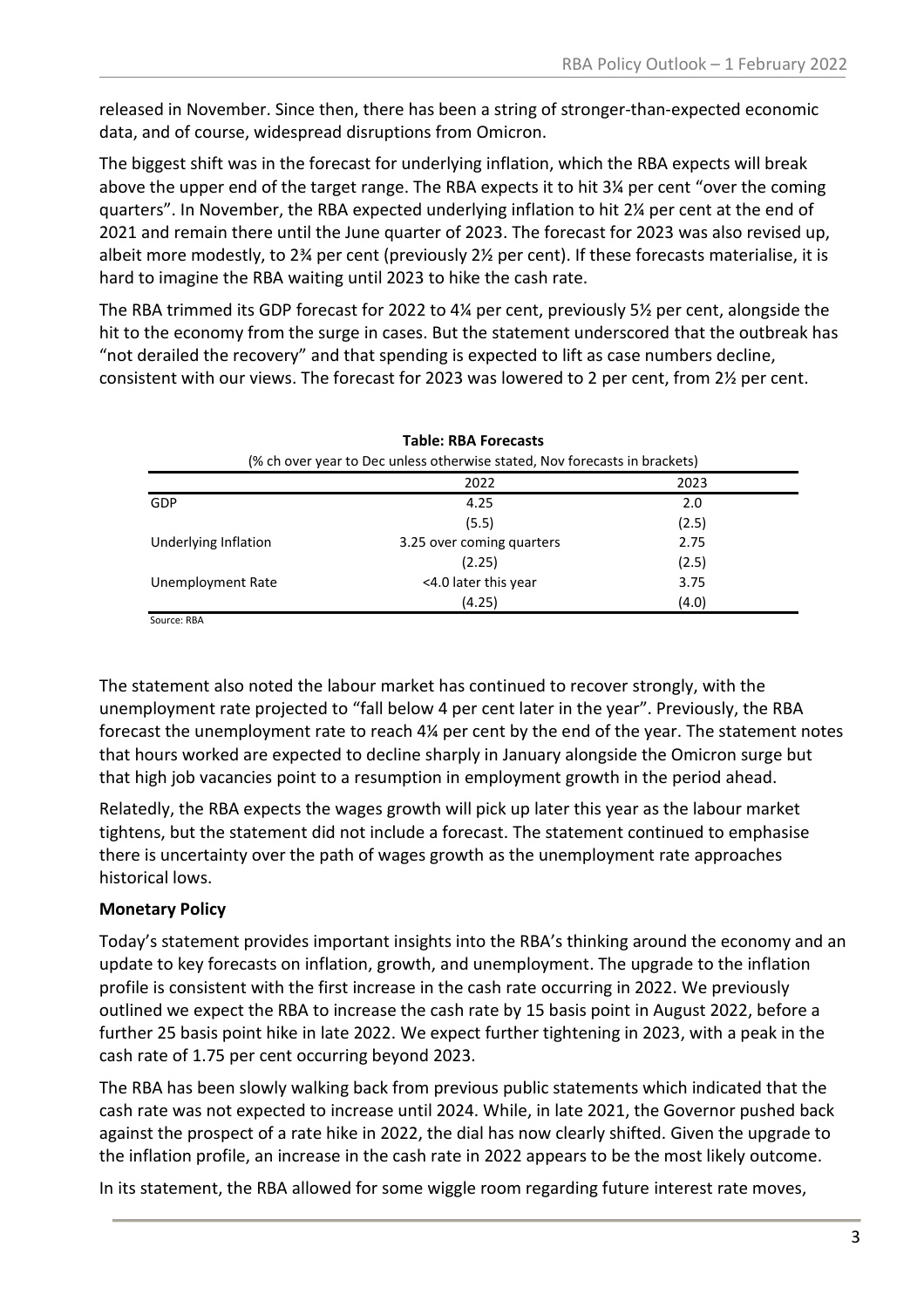released in November. Since then, there has been a string of stronger-than-expected economic data, and of course, widespread disruptions from Omicron.

The biggest shift was in the forecast for underlying inflation, which the RBA expects will break above the upper end of the target range. The RBA expects it to hit 3¼ per cent "over the coming quarters". In November, the RBA expected underlying inflation to hit 2¼ per cent at the end of 2021 and remain there until the June quarter of 2023. The forecast for 2023 was also revised up, albeit more modestly, to 2¾ per cent (previously 2½ per cent). If these forecasts materialise, it is hard to imagine the RBA waiting until 2023 to hike the cash rate.

The RBA trimmed its GDP forecast for 2022 to 4¼ per cent, previously 5½ per cent, alongside the hit to the economy from the surge in cases. But the statement underscored that the outbreak has "not derailed the recovery" and that spending is expected to lift as case numbers decline, consistent with our views. The forecast for 2023 was lowered to 2 per cent, from 2½ per cent.

**Table: RBA Forecasts**

(% ch over year to Dec unless otherwise stated, Nov forecasts in brackets)

| | 2022 | 2023 |
|---|---|---|
| GDP | 4.25 | 2.0 |
| | (5.5) | (2.5) |
| Underlying Inflation | 3.25 over coming quarters | 2.75 |
| | (2.25) | (2.5) |
| Unemployment Rate | <4.0 later this year | 3.75 |
| | (4.25) | (4.0) |

Source: RBA

The statement also noted the labour market has continued to recover strongly, with the unemployment rate projected to "fall below 4 per cent later in the year". Previously, the RBA forecast the unemployment rate to reach 4¼ per cent by the end of the year. The statement notes that hours worked are expected to decline sharply in January alongside the Omicron surge but that high job vacancies point to a resumption in employment growth in the period ahead.

Relatedly, the RBA expects the wages growth will pick up later this year as the labour market tightens, but the statement did not include a forecast. The statement continued to emphasise there is uncertainty over the path of wages growth as the unemployment rate approaches historical lows.

**Monetary Policy**

Today's statement provides important insights into the RBA's thinking around the economy and an update to key forecasts on inflation, growth, and unemployment. The upgrade to the inflation profile is consistent with the first increase in the cash rate occurring in 2022. We previously outlined we expect the RBA to increase the cash rate by 15 basis point in August 2022, before a further 25 basis point hike in late 2022. We expect further tightening in 2023, with a peak in the cash rate of 1.75 per cent occurring beyond 2023.

The RBA has been slowly walking back from previous public statements which indicated that the cash rate was not expected to increase until 2024. While, in late 2021, the Governor pushed back against the prospect of a rate hike in 2022, the dial has now clearly shifted. Given the upgrade to the inflation profile, an increase in the cash rate in 2022 appears to be the most likely outcome.

In its statement, the RBA allowed for some wiggle room regarding future interest rate moves,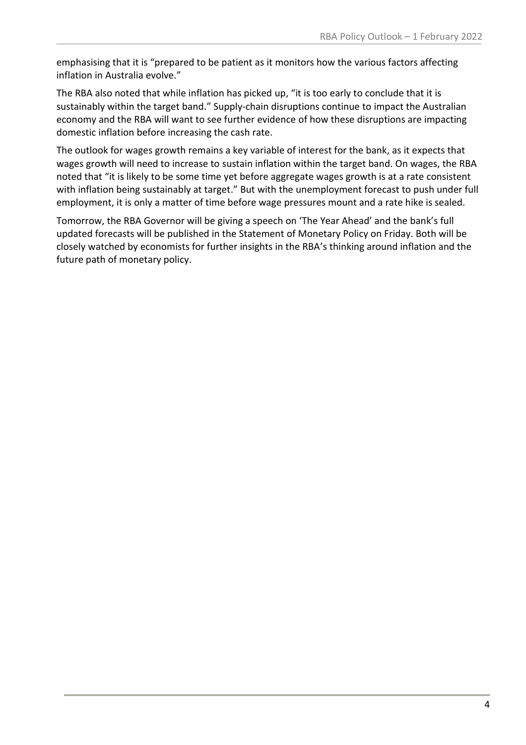emphasising that it is "prepared to be patient as it monitors how the various factors affecting inflation in Australia evolve."

The RBA also noted that while inflation has picked up, "it is too early to conclude that it is sustainably within the target band." Supply-chain disruptions continue to impact the Australian economy and the RBA will want to see further evidence of how these disruptions are impacting domestic inflation before increasing the cash rate.

The outlook for wages growth remains a key variable of interest for the bank, as it expects that wages growth will need to increase to sustain inflation within the target band. On wages, the RBA noted that "it is likely to be some time yet before aggregate wages growth is at a rate consistent with inflation being sustainably at target." But with the unemployment forecast to push under full employment, it is only a matter of time before wage pressures mount and a rate hike is sealed.

Tomorrow, the RBA Governor will be giving a speech on 'The Year Ahead' and the bank's full updated forecasts will be published in the Statement of Monetary Policy on Friday. Both will be closely watched by economists for further insights in the RBA's thinking around inflation and the future path of monetary policy.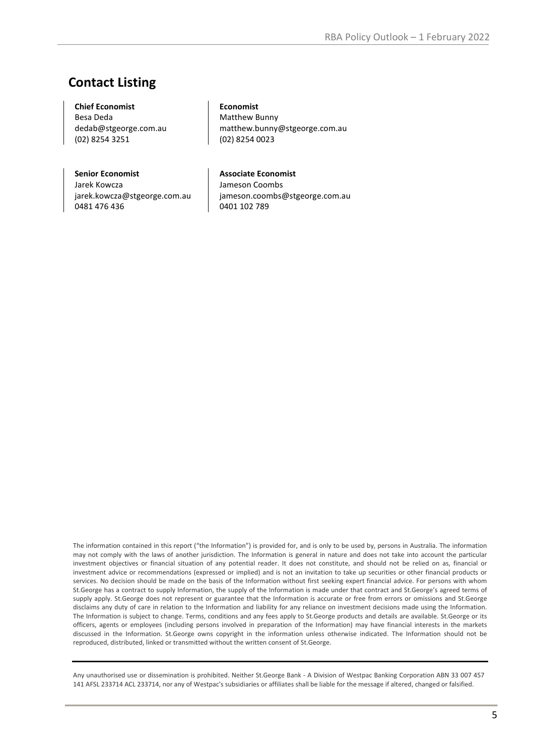## Contact Listing

**Chief Economist**
Besa Deda
dedab@stgeorge.com.au
(02) 8254 3251

**Economist**
Matthew Bunny
matthew.bunny@stgeorge.com.au
(02) 8254 0023

**Senior Economist**
Jarek Kowcza
jarek.kowcza@stgeorge.com.au
0481 476 436

**Associate Economist**
Jameson Coombs
jameson.coombs@stgeorge.com.au
0401 102 789

The information contained in this report ("the Information") is provided for, and is only to be used by, persons in Australia. The information may not comply with the laws of another jurisdiction. The Information is general in nature and does not take into account the particular investment objectives or financial situation of any potential reader. It does not constitute, and should not be relied on as, financial or investment advice or recommendations (expressed or implied) and is not an invitation to take up securities or other financial products or services. No decision should be made on the basis of the Information without first seeking expert financial advice. For persons with whom St.George has a contract to supply Information, the supply of the Information is made under that contract and St.George's agreed terms of supply apply. St.George does not represent or guarantee that the Information is accurate or free from errors or omissions and St.George disclaims any duty of care in relation to the Information and liability for any reliance on investment decisions made using the Information. The Information is subject to change. Terms, conditions and any fees apply to St.George products and details are available. St.George or its officers, agents or employees (including persons involved in preparation of the Information) may have financial interests in the markets discussed in the Information. St.George owns copyright in the information unless otherwise indicated. The Information should not be reproduced, distributed, linked or transmitted without the written consent of St.George.

Any unauthorised use or dissemination is prohibited. Neither St.George Bank - A Division of Westpac Banking Corporation ABN 33 007 457 141 AFSL 233714 ACL 233714, nor any of Westpac's subsidiaries or affiliates shall be liable for the message if altered, changed or falsified.